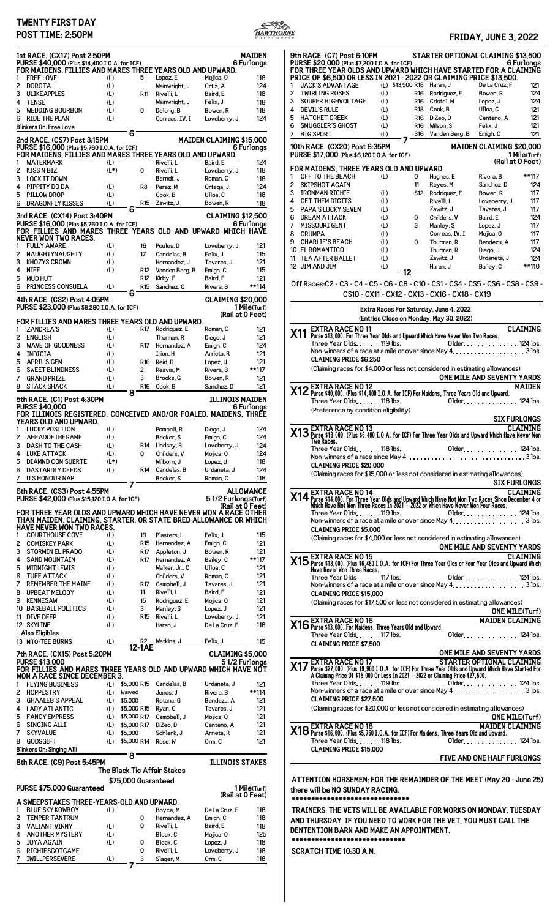# TWENTY FIRST DAY

**POST TIME: 2:50PM**

**FRIDAY, JUNE 3, 2022**

## 1st RACE. (CX17) Post 2:50PM — MAIDEN

**PURSE $40,000 (Plus $14,400 I.O.A. for ICF)** — 6 Furlongs

FOR MAIDENS, FILLIES AND MARES THREE YEARS OLD AND UPWARD.

| # | Horse | | | Jockey | Trainer | Wt |
|---|---|---|---|---|---|---|
| 1 | FREE LOVE | (L) | 5 | Lopez, E | Mojica, O | 118 |
| 2 | DOROTA | (L) | | Wainwright, J | Ortiz, A | 124 |
| 3 | ULIKEAPPLES | (L) | R11 | Rivelli, L | Baird, E | 118 |
| 4 | TENSE | (L) | | Wainwright, J | Felix, J | 118 |
| 5 | WEDDING BOURBON | (L) | 0 | DeLong, B | Bowen, R | 118 |
| 6 | RIDE THE PLAN | (L) | | Correas, IV, I | Loveberry, J | 124 |

Blinkers On: Free Love

6

## 2nd RACE. (CS7) Post 3:15PM — MAIDEN CLAIMING $15,000

**PURSE $16,000 (Plus $5,760 I.O.A. for ICF)** — 6 Furlongs

FOR MAIDENS, FILLIES AND MARES THREE YEARS OLD AND UPWARD.

| # | Horse | | | Jockey | Trainer | Wt |
|---|---|---|---|---|---|---|
| 1 | WATERMARK | (L) | | Rivelli, L | Baird, E | 124 |
| 2 | KISS N BIZ | (L*) | 0 | Rivelli, L | Loveberry, J | 118 |
| 3 | LOCK IT DOWN | | | Berndt, J | Roman, C | 118 |
| 4 | PIPPITY DO DA | (L) | R8 | Perez, M | Ortega, J | 124 |
| 5 | PILLOW DROP | (L) | | Cook, B | Ulloa, C | 118 |
| 6 | DRAGONFLY KISSES | (L) | R15 | Zawitz, J | Bowen, R | 118 |

6

## 3rd RACE. (CX14) Post 3:40PM — CLAIMING $12,500

**PURSE $16,000 (Plus $5,760 I.O.A. for ICF)** — 6 Furlongs

FOR FILLIES AND MARES THREE YEARS OLD AND UPWARD WHICH HAVE NEVER WON TWO RACES.

| # | Horse | | | Jockey | Trainer | Wt |
|---|---|---|---|---|---|---|
| 1 | FULLY AWARE | (L) | 16 | Poulos, D | Loveberry, J | 121 |
| 2 | NAUGHTYNAUGHTY | (L) | 17 | Candelas, B | Felix, J | 115 |
| 3 | KHOZYS CROWN | (L) | | Hernandez, J | Tavares, J | 121 |
| 4 | NIFF | (L) | R12 | Vanden Berg, B | Emigh, C | 115 |
| 5 | MUD HUT | | R12 | Kirby, F | Baird, E | 121 |
| 6 | PRINCESS CONSUELA | (L) | R15 | Sanchez, O | Rivera, B | **114 |

6

## 4th RACE. (CS2) Post 4:05PM — CLAIMING $20,000

**PURSE $23,000 (Plus $8,280 I.O.A. for ICF)** — 1 Mile(Turf) (Rail at 0 Feet)

FOR FILLIES AND MARES THREE YEARS OLD AND UPWARD.

| # | Horse | | | Jockey | Trainer | Wt |
|---|---|---|---|---|---|---|
| 1 | ZANDREA'S | (L) | R17 | Rodriguez, E | Roman, C | 121 |
| 2 | ENGLISH | (L) | | Thurman, R | Diego, J | 121 |
| 3 | WAVE OF GOODNESS | (L) | R17 | Hernandez, A | Emigh, C | 124 |
| 4 | INDICIA | (L) | | Irion, H | Arrieta, R | 121 |
| 5 | APRIL'S GEM | (L) | R16 | Reid, D | Lopez, U | 121 |
| 6 | SWEET BLINDNESS | (L) | 2 | Reavis, M | Rivera, B | **117 |
| 7 | GRAND PRIZE | (L) | 3 | Brooks, G | Bowen, R | 121 |
| 8 | STACK SHACK | (L) | R16 | Cook, B | Sanchez, D | 121 |

8

## 5th RACE. (C1) Post 4:30PM — ILLINOIS MAIDEN

**PURSE $40,000** — 6 Furlongs

FOR ILLINOIS REGISTERED, CONCEIVED AND/OR FOALED. MAIDENS, THREE YEARS OLD AND UPWARD.

| # | Horse | | | Jockey | Trainer | Wt |
|---|---|---|---|---|---|---|
| 1 | LUCKY POSITION | (L) | | Pompell, R | Diego, J | 124 |
| 2 | AHEADOFTHEGAME | (L) | | Becker, S | Emigh, C | 124 |
| 3 | DASH TO THE CASH | (L) | R14 | Lindsay, R | Loveberry, J | 124 |
| 4 | LUKE ATTACK | (L) | 0 | Childers, V | Mojica, O | 124 |
| 5 | DIAMND CON SUERTE | (L*) | | Wilborn, J | Lopez, U | 118 |
| 6 | DASTARDLY DEEDS | (L) | R14 | Candelas, B | Urdaneta, J | 124 |
| 7 | U S HONOUR NAP | | | Becker, S | Roman, C | 118 |

7

## 6th RACE. (CS3) Post 4:55PM — ALLOWANCE

**PURSE $42,000 (Plus $15,120 I.O.A. for ICF)** — 5 1/2 Furlongs(Turf) (Rail at 0 Feet)

FOR THREE YEAR OLDS AND UPWARD WHICH HAVE NEVER WON A RACE OTHER THAN MAIDEN, CLAIMING, STARTER, OR STATE BRED ALLOWANCE OR WHICH HAVE NEVER WON TWO RACES.

| # | Horse | | | Jockey | Trainer | Wt |
|---|---|---|---|---|---|---|
| 1 | COURTHOUSE COVE | (L) | 19 | Plasters, L | Felix, J | 115 |
| 2 | COMISKEY PARK | (L) | R15 | Hernandez, A | Emigh, C | 121 |
| 3 | STORMIN EL PRADO | (L) | R17 | Appleton, J | Bowen, R | 121 |
| 4 | SAND MOUNTAIN | (L) | R17 | Hernandez, A | Bailey, C | **117 |
| 5 | MIDNIGHT LEWIS | (L) | | Walker, Jr., C | Ulloa, C | 121 |
| 6 | TUFF ATTACK | (L) | | Childers, V | Roman, C | 121 |
| 7 | REMEMBER THE MAINE | (L) | R17 | Campbell, J | Tavares, J | 121 |
| 8 | UPBEAT MELODY | (L) | 11 | Rivelli, L | Baird, E | 121 |
| 9 | KENNESAW | (L) | 15 | Rodriguez, E | Mojica, O | 121 |
| 10 | BASEBALL POLITICS | (L) | 3 | Manley, S | Lopez, J | 121 |
| 11 | DIVE DEEP | (L) | R15 | Rivelli, L | Loveberry, J | 121 |
| 12 | SKYLINE | (L) | | Haran, J | De La Cruz, F | 118 |
| | --Also Eligibles-- | | | | | |
| 13 | MTO-TEE BURNS | (L) | R2 | Watkins, J | Felix, J | 115 |

12-1AE

## 7th RACE. (CX15) Post 5:20PM — CLAIMING $5,000

**PURSE $13,000** — 5 1/2 Furlongs

FOR FILLIES AND MARES THREE YEARS OLD AND UPWARD WHICH HAVE NOT WON A RACE SINCE DECEMBER 3.

| # | Horse | | | | Jockey | Trainer | Wt |
|---|---|---|---|---|---|---|---|
| 1 | FLYING BUSINESS | (L) | $5,000 | R15 | Candelas, B | Urdaneta, J | 121 |
| 2 | HOPPESTRY | (L) | Waived | | Jones, J | Rivera, B | **114 |
| 3 | GHAALEB'S APPEAL | (L) | $5,000 | | Retana, G | Bendezu, A | 121 |
| 4 | LADY ATLANTIC | (L) | $5,000 | R15 | Ryan, C | Tavares, J | 121 |
| 5 | FANCY EMPRESS | (L) | $5,000 | R17 | Campbell, J | Mojica, O | 121 |
| 6 | SINGING ALLI | (L) | $5,000 | R17 | DiZeo, D | Centeno, A | 121 |
| 7 | SKYVALUE | (L) | $5,000 | | Schlenk, J | Arrieta, R | 121 |
| 8 | GODSGIFT | (L) | $5,000 | R14 | Rose, W | Orm, C | 121 |

Blinkers On: Singing Alli

8

## 8th RACE. (C9) Post 5:45PM — ILLINOIS STAKES

**The Black Tie Affair Stakes**

**$75,000 Guaranteed**

**PURSE $75,000 Guaranteed** — 1 Mile(Turf) (Rail at 0 Feet)

A SWEEPSTAKES THREE-YEARS-OLD AND UPWARD.

| # | Horse | | | Jockey | Trainer | Wt |
|---|---|---|---|---|---|---|
| 1 | BLUE SKY KOWBOY | (L) | | Boyce, M | De La Cruz, F | 118 |
| 2 | TEMPER TANTRUM | | 0 | Hernandez, A | Emigh, C | 118 |
| 3 | VALIANT VINNY | (L) | 0 | Rivelli, L | Baird, E | 118 |
| 4 | ANOTHER MYSTERY | (L) | | Block, C | Mojica, O | 125 |
| 5 | IOYA AGAIN | (L) | 0 | Block, C | Lopez, J | 118 |
| 6 | RICHIESGOTGAME | | 0 | Rivelli, L | Loveberry, J | 118 |
| 7 | IWILLPERSEVERE | (L) | 3 | Slager, M | Orm, C | 118 |

7

## 9th RACE. (C7) Post 6:10PM — STARTER OPTIONAL CLAIMING $13,500

**PURSE $20,000 (Plus $7,200 I.O.A. for ICF)** — 6 Furlongs

FOR THREE YEAR OLDS AND UPWARD WHICH HAVE STARTED FOR A CLAIMING PRICE OF $6,500 OR LESS IN 2021 - 2022 OR CLAIMING PRICE $13,500.

| # | Horse | | | | Jockey | Trainer | Wt |
|---|---|---|---|---|---|---|---|
| 1 | JACK'S ADVANTAGE | (L) | $13,500 | R18 | Haran, J | De La Cruz, F | 121 |
| 2 | TWIRLING ROSES | (L) | | R16 | Rodriguez, E | Bowen, R | 124 |
| 3 | SOUPER HIGHVOLTAGE | (L) | | R16 | Cristel, M | Lopez, J | 124 |
| 4 | DEVIL'S RULE | (L) | | R18 | Cook, B | Ulloa, C | 121 |
| 5 | HATCHET CREEK | (L) | | R16 | DiZeo, D | Centeno, A | 121 |
| 6 | SMUGGLER'S GHOST | (L) | | R16 | Wilson, S | Felix, J | 121 |
| 7 | BIG SPORT | (L) | | S16 | Vanden Berg, B | Emigh, C | 121 |

7

## 10th RACE. (CX20) Post 6:35PM — MAIDEN CLAIMING $20,000

**PURSE $17,000 (Plus $6,120 I.O.A. for ICF)** — 1 Mile(Turf) (Rail at 0 Feet)

FOR MAIDENS, THREE YEARS OLD AND UPWARD.

| # | Horse | | | Jockey | Trainer | Wt |
|---|---|---|---|---|---|---|
| 1 | OFF TO THE BEACH | (L) | 0 | Hughes, E | Rivera, B | **117 |
| 2 | SKIPSHOT AGAIN | | 11 | Reyes, M | Sanchez, D | 124 |
| 3 | IRONMAN RICHIE | (L) | S12 | Rodriguez, E | Bowen, R | 117 |
| 4 | GET THEM DIGITS | (L) | | Rivelli, L | Loveberry, J | 117 |
| 5 | PAPA'S LUCKY SEVEN | (L) | | Zawitz, J | Tavares, J | 117 |
| 6 | DREAM ATTACK | (L) | 0 | Childers, V | Baird, E | 124 |
| 7 | MISSOURI GENT | (L) | 3 | Manley, S | Lopez, J | 117 |
| 8 | GRUMPA | (L) | | Correas, IV, I | Mojica, O | 117 |
| 9 | CHARLIE'S BEACH | (L) | 0 | Thurman, R | Bendezu, A | 117 |
| 10 | EL ROMANTICO | (L) | | Thurman, R | Diego, J | 124 |
| 11 | TEA AFTER BALLET | (L) | | Zawitz, J | Urdaneta, J | 124 |
| 12 | JIM AND JIM | (L) | | Haran, J | Bailey, C | **110 |

12

Off Races:C2 - C3 - C4 - C5 - C6 - C8 - C10 - CS1 - CS4 - CS5 - CS6 - CS8 - CS9 - CS10 - CX11 - CX12 - CX13 - CX16 - CX18 - CX19

## Extra Races For Saturday, June 4, 2022

**(Entries Close on Monday, May 30, 2022)**

### X11 EXTRA RACE NO 11 — CLAIMING

**Purse $13,000. For Three Year Olds and Upward Which Have Never Won Two Races.**

Three Year Olds. . . . . . 119 lbs. Older. . . . . . . . . . . . . 124 lbs.

Non-winners of a race at a mile or over since May 4. . . . . . . . . . . . . . . . . . . 3 lbs.

**CLAIMING PRICE $6,250**

(Claiming races for $4,000 or less not considered in estimating allowances)

**ONE MILE AND SEVENTY YARDS**

### X12 EXTRA RACE NO 12 — MAIDEN

**Purse $40,000. (Plus $14,400 I.O.A. for ICF) For Maidens, Three Years Old and Upward.**

Three Year Olds. . . . . . 118 lbs. Older. . . . . . . . . . . . . 124 lbs.

(Preference by condition eligibility)

**SIX FURLONGS**

### X13 EXTRA RACE NO 13 — CLAIMING

**Purse $18,000. (Plus $6,480 I.O.A. for ICF) For Three Year Olds and Upward Which Have Never Won Two Races.**

Three Year Olds. . . . . . 118 lbs. Older. . . . . . . . . . . . . 124 lbs.

Non-winners of a race since May 4. . . . . . . . . . . . . . . . . . . . . . . . . . . . . 3 lbs.

**CLAIMING PRICE $20,000**

(Claiming races for $15,000 or less not considered in estimating allowances)

**SIX FURLONGS**

### X14 EXTRA RACE NO 14 — CLAIMING

**Purse $14,000. For Three Year Olds and Upward Which Have Not Won Two Races Since December 4 or Which Have Not Won Three Races In 2021 - 2022 or Which Have Never Won Four Races.**

Three Year Olds. . . . . . 119 lbs. Older. . . . . . . . . . . . . 124 lbs.

Non-winners of a race at a mile or over since May 4. . . . . . . . . . . . . . . . . . . 3 lbs.

**CLAIMING PRICE $5,000**

(Claiming races for $4,000 or less not considered in estimating allowances)

**ONE MILE AND SEVENTY YARDS**

### X15 EXTRA RACE NO 15 — CLAIMING

**Purse $18,000. (Plus $6,480 I.O.A. for ICF) For Three Year Olds or Four Year Olds and Upward Which Have Never Won Three Races.**

Three Year Olds. . . . . . 117 lbs. Older. . . . . . . . . . . . . 124 lbs.

Non-winners of a race at a mile or over since May 4. . . . . . . . . . . . . . . . . . . 3 lbs.

**CLAIMING PRICE $15,000**

(Claiming races for $17,500 or less not considered in estimating allowances)

**ONE MILE(Turf)**

### X16 EXTRA RACE NO 16 — MAIDEN CLAIMING

**Purse $13,000. For Maidens, Three Years Old and Upward.**

Three Year Olds. . . . . . 117 lbs. Older. . . . . . . . . . . . . 124 lbs.

**CLAIMING PRICE $7,500**

**ONE MILE AND SEVENTY YARDS**

### X17 EXTRA RACE NO 17 — STARTER OPTIONAL CLAIMING

**Purse $27,000. (Plus $9,900 I.O.A. for ICF) For Three Year Olds and Upward Which Have Started For A Claiming Price Of $15,000 Or Less In 2021 - 2022 or Claiming Price $27,500.**

Three Year Olds. . . . . . 119 lbs. Older. . . . . . . . . . . . . 124 lbs.

Non-winners of a race at a mile or over since May 4. . . . . . . . . . . . . . . . . . . 3 lbs.

**CLAIMING PRICE $27,500**

(Claiming races for $20,000 or less not considered in estimating allowances)

**ONE MILE(Turf)**

### X18 EXTRA RACE NO 18 — MAIDEN CLAIMING

**Purse $16,000. (Plus $5,760 I.O.A. for ICF) For Maidens, Three Years Old and Upward.**

Three Year Olds. . . . . . 118 lbs. Older. . . . . . . . . . . . . 124 lbs.

**CLAIMING PRICE $15,000**

**FIVE AND ONE HALF FURLONGS**

**ATTENTION HORSEMEN: FOR THE REMAINDER OF THE MEET (May 20 - June 25) there will be NO SUNDAY RACING.**

******************************

**TRAINERS: THE VETS WILL BE AVAILABLE FOR WORKS ON MONDAY, TUESDAY AND THURSDAY. IF YOU NEED TO WORK FOR THE VET, YOU MUST CALL THE DENTENTION BARN AND MAKE AN APPOINTMENT.**

******************************

**SCRATCH TIME 10:30 A.M.**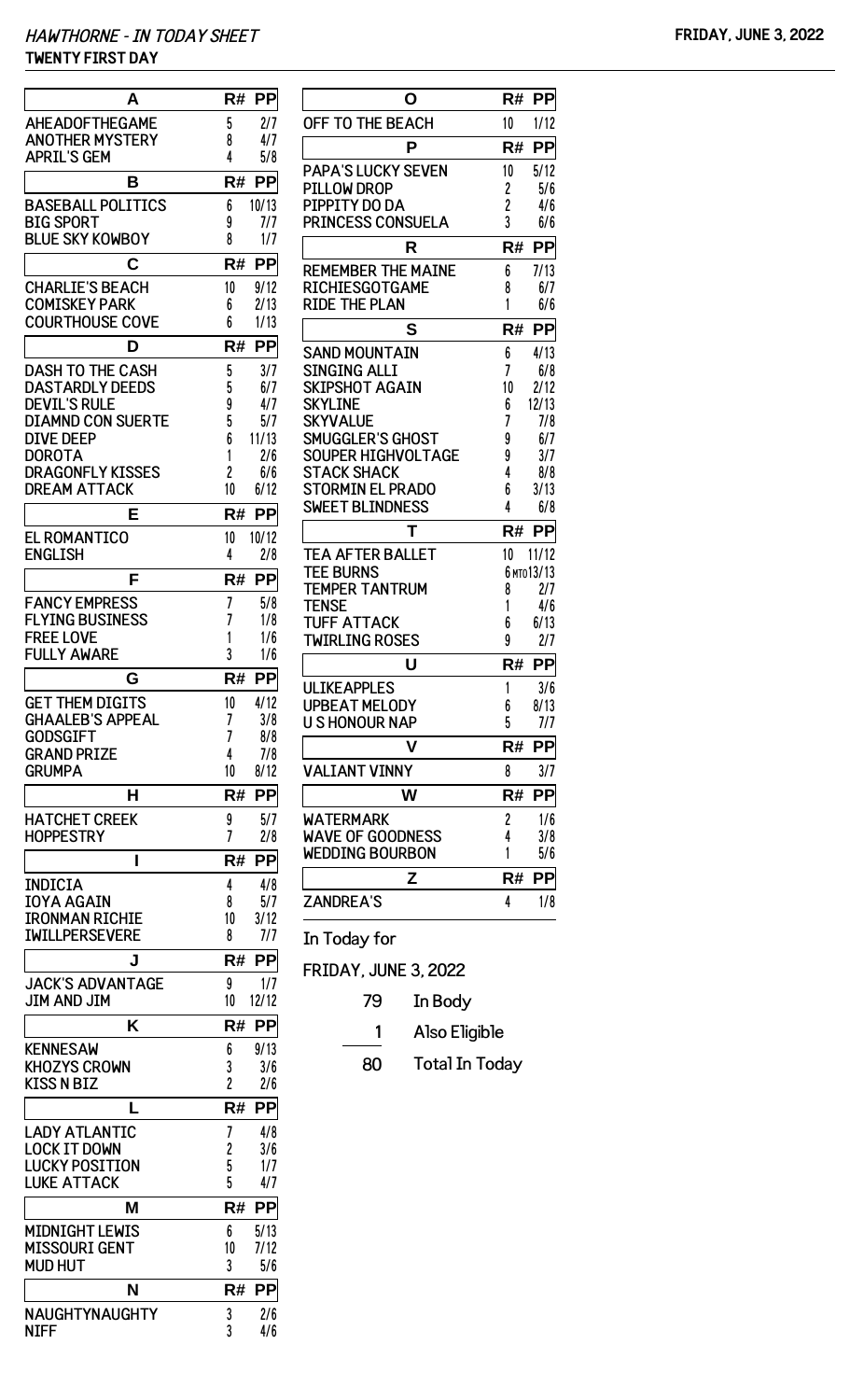*HAWTHORNE - IN TODAY SHEET*

**FRIDAY, JUNE 3, 2022**

**TWENTY FIRST DAY**

| A | R# | PP |
|---|---|---|
| AHEADOFTHEGAME | 5 | 2/7 |
| ANOTHER MYSTERY | 8 | 4/7 |
| APRIL'S GEM | 4 | 5/8 |

| B | R# | PP |
|---|---|---|
| BASEBALL POLITICS | 6 | 10/13 |
| BIG SPORT | 9 | 7/7 |
| BLUE SKY KOWBOY | 8 | 1/7 |

| C | R# | PP |
|---|---|---|
| CHARLIE'S BEACH | 10 | 9/12 |
| COMISKEY PARK | 6 | 2/13 |
| COURTHOUSE COVE | 6 | 1/13 |

| D | R# | PP |
|---|---|---|
| DASH TO THE CASH | 5 | 3/7 |
| DASTARDLY DEEDS | 5 | 6/7 |
| DEVIL'S RULE | 9 | 4/7 |
| DIAMND CON SUERTE | 5 | 5/7 |
| DIVE DEEP | 6 | 11/13 |
| DOROTA | 1 | 2/6 |
| DRAGONFLY KISSES | 2 | 6/6 |
| DREAM ATTACK | 10 | 6/12 |

| E | R# | PP |
|---|---|---|
| EL ROMANTICO | 10 | 10/12 |
| ENGLISH | 4 | 2/8 |

| F | R# | PP |
|---|---|---|
| FANCY EMPRESS | 7 | 5/8 |
| FLYING BUSINESS | 7 | 1/8 |
| FREE LOVE | 1 | 1/6 |
| FULLY AWARE | 3 | 1/6 |

| G | R# | PP |
|---|---|---|
| GET THEM DIGITS | 10 | 4/12 |
| GHAALEB'S APPEAL | 7 | 3/8 |
| GODSGIFT | 7 | 8/8 |
| GRAND PRIZE | 4 | 7/8 |
| GRUMPA | 10 | 8/12 |

| H | R# | PP |
|---|---|---|
| HATCHET CREEK | 9 | 5/7 |
| HOPPESTRY | 7 | 2/8 |

| I | R# | PP |
|---|---|---|
| INDICIA | 4 | 4/8 |
| IOYA AGAIN | 8 | 5/7 |
| IRONMAN RICHIE | 10 | 3/12 |
| IWILLPERSEVERE | 8 | 7/7 |

| J | R# | PP |
|---|---|---|
| JACK'S ADVANTAGE | 9 | 1/7 |
| JIM AND JIM | 10 | 12/12 |

| K | R# | PP |
|---|---|---|
| KENNESAW | 6 | 9/13 |
| KHOZYS CROWN | 3 | 3/6 |
| KISS N BIZ | 2 | 2/6 |

| L | R# | PP |
|---|---|---|
| LADY ATLANTIC | 7 | 4/8 |
| LOCK IT DOWN | 2 | 3/6 |
| LUCKY POSITION | 5 | 1/7 |
| LUKE ATTACK | 5 | 4/7 |

| M | R# | PP |
|---|---|---|
| MIDNIGHT LEWIS | 6 | 5/13 |
| MISSOURI GENT | 10 | 7/12 |
| MUD HUT | 3 | 5/6 |

| N | R# | PP |
|---|---|---|
| NAUGHTYNAUGHTY | 3 | 2/6 |
| NIFF | 3 | 4/6 |

| O | R# | PP |
|---|---|---|
| OFF TO THE BEACH | 10 | 1/12 |

| P | R# | PP |
|---|---|---|
| PAPA'S LUCKY SEVEN | 10 | 5/12 |
| PILLOW DROP | 2 | 5/6 |
| PIPPITY DO DA | 2 | 4/6 |
| PRINCESS CONSUELA | 3 | 6/6 |

| R | R# | PP |
|---|---|---|
| REMEMBER THE MAINE | 6 | 7/13 |
| RICHIESGOTGAME | 8 | 6/7 |
| RIDE THE PLAN | 1 | 6/6 |

| S | R# | PP |
|---|---|---|
| SAND MOUNTAIN | 6 | 4/13 |
| SINGING ALLI | 7 | 6/8 |
| SKIPSHOT AGAIN | 10 | 2/12 |
| SKYLINE | 6 | 12/13 |
| SKYVALUE | 7 | 7/8 |
| SMUGGLER'S GHOST | 9 | 6/7 |
| SOUPER HIGHVOLTAGE | 9 | 3/7 |
| STACK SHACK | 4 | 8/8 |
| STORMIN EL PRADO | 6 | 3/13 |
| SWEET BLINDNESS | 4 | 6/8 |

| T | R# | PP |
|---|---|---|
| TEA AFTER BALLET | 10 | 11/12 |
| TEE BURNS | 6 MTO | 13/13 |
| TEMPER TANTRUM | 8 | 2/7 |
| TENSE | 1 | 4/6 |
| TUFF ATTACK | 6 | 6/13 |
| TWIRLING ROSES | 9 | 2/7 |

| U | R# | PP |
|---|---|---|
| ULIKEAPPLES | 1 | 3/6 |
| UPBEAT MELODY | 6 | 8/13 |
| U S HONOUR NAP | 5 | 7/7 |

| V | R# | PP |
|---|---|---|
| VALIANT VINNY | 8 | 3/7 |

| W | R# | PP |
|---|---|---|
| WATERMARK | 2 | 1/6 |
| WAVE OF GOODNESS | 4 | 3/8 |
| WEDDING BOURBON | 1 | 5/6 |

| Z | R# | PP |
|---|---|---|
| ZANDREA'S | 4 | 1/8 |

In Today for

FRIDAY, JUNE 3, 2022

| | |
|---|---|
| 79 | In Body |
| 1 | Also Eligible |
| 80 | Total In Today |